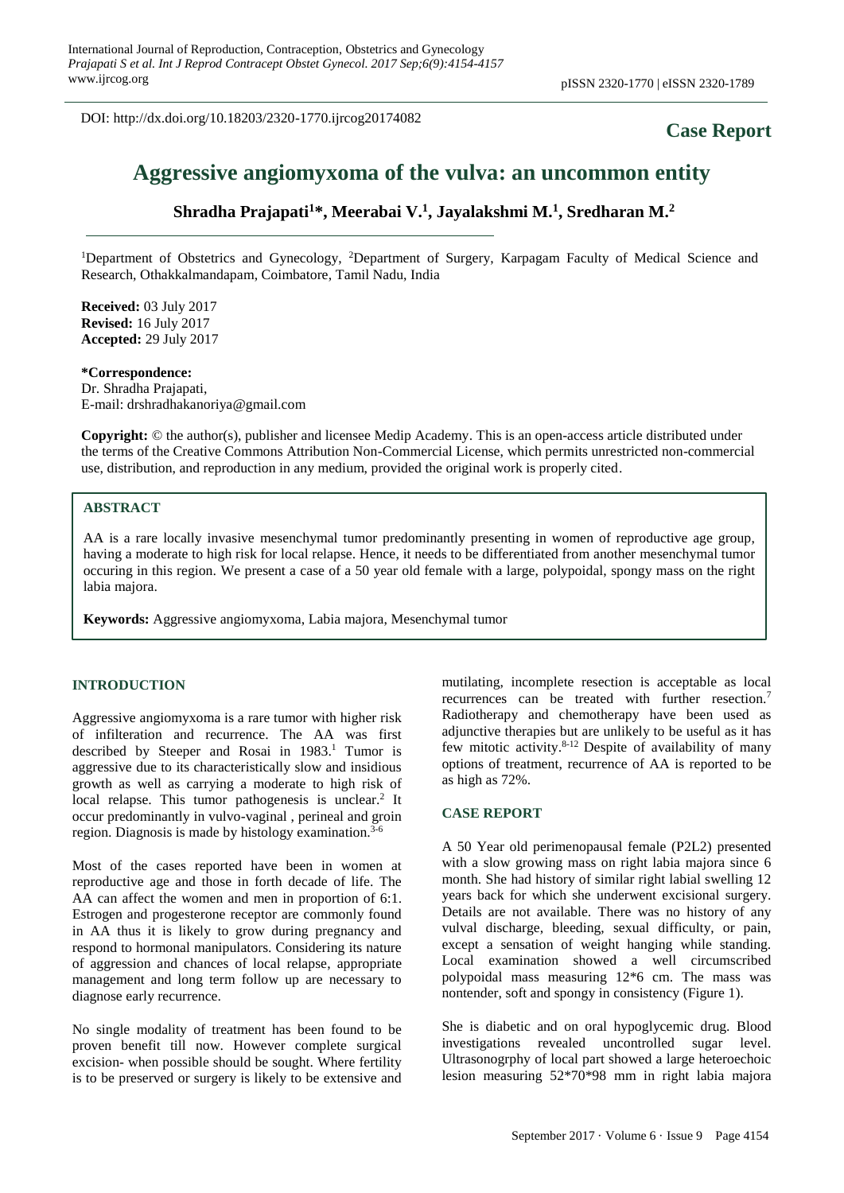DOI: http://dx.doi.org/10.18203/2320-1770.ijrcog20174082

**Case Report**

# Aggressive angiomyxoma of the vulva: an uncommon entity

**Shradha Prajapati[1]*, Meerabai V.[1], Jayalakshmi M.[1], Sredharan M.[2]**

[1]Department of Obstetrics and Gynecology, [2]Department of Surgery, Karpagam Faculty of Medical Science and Research, Othakkalmandapam, Coimbatore, Tamil Nadu, India

**Received:** 03 July 2017
**Revised:** 16 July 2017
**Accepted:** 29 July 2017

**\*Correspondence:**
Dr. Shradha Prajapati,
E-mail: drshradhakanoriya@gmail.com

**Copyright:** © the author(s), publisher and licensee Medip Academy. This is an open-access article distributed under the terms of the Creative Commons Attribution Non-Commercial License, which permits unrestricted non-commercial use, distribution, and reproduction in any medium, provided the original work is properly cited.

## ABSTRACT

AA is a rare locally invasive mesenchymal tumor predominantly presenting in women of reproductive age group, having a moderate to high risk for local relapse. Hence, it needs to be differentiated from another mesenchymal tumor occuring in this region. We present a case of a 50 year old female with a large, polypoidal, spongy mass on the right labia majora.

**Keywords:** Aggressive angiomyxoma, Labia majora, Mesenchymal tumor

## INTRODUCTION

Aggressive angiomyxoma is a rare tumor with higher risk of infilteration and recurrence. The AA was first described by Steeper and Rosai in 1983.[1] Tumor is aggressive due to its characteristically slow and insidious growth as well as carrying a moderate to high risk of local relapse. This tumor pathogenesis is unclear.[2] It occur predominantly in vulvo-vaginal , perineal and groin region. Diagnosis is made by histology examination.[3-6]

Most of the cases reported have been in women at reproductive age and those in forth decade of life. The AA can affect the women and men in proportion of 6:1. Estrogen and progesterone receptor are commonly found in AA thus it is likely to grow during pregnancy and respond to hormonal manipulators. Considering its nature of aggression and chances of local relapse, appropriate management and long term follow up are necessary to diagnose early recurrence.

No single modality of treatment has been found to be proven benefit till now. However complete surgical excision- when possible should be sought. Where fertility is to be preserved or surgery is likely to be extensive and mutilating, incomplete resection is acceptable as local recurrences can be treated with further resection.[7] Radiotherapy and chemotherapy have been used as adjunctive therapies but are unlikely to be useful as it has few mitotic activity.[8-12] Despite of availability of many options of treatment, recurrence of AA is reported to be as high as 72%.

## CASE REPORT

A 50 Year old perimenopausal female (P2L2) presented with a slow growing mass on right labia majora since 6 month. She had history of similar right labial swelling 12 years back for which she underwent excisional surgery. Details are not available. There was no history of any vulval discharge, bleeding, sexual difficulty, or pain, except a sensation of weight hanging while standing. Local examination showed a well circumscribed polypoidal mass measuring 12*6 cm. The mass was nontender, soft and spongy in consistency (Figure 1).

She is diabetic and on oral hypoglycemic drug. Blood investigations revealed uncontrolled sugar level. Ultrasonogrphy of local part showed a large heteroechoic lesion measuring 52*70*98 mm in right labia majora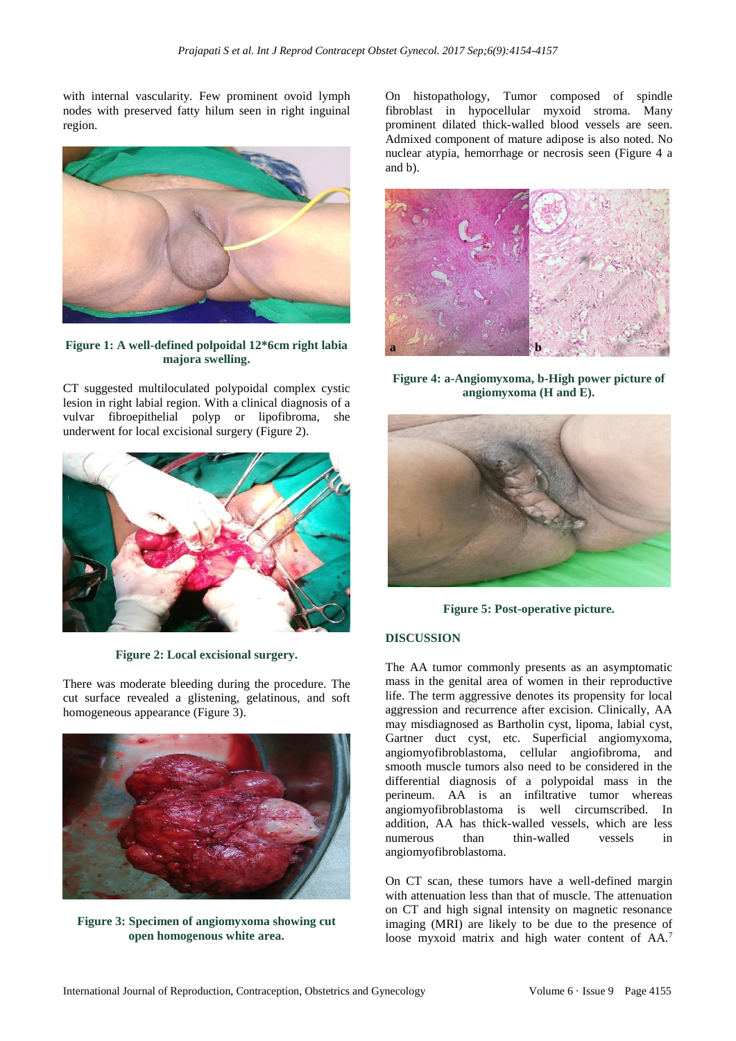with internal vascularity. Few prominent ovoid lymph nodes with preserved fatty hilum seen in right inguinal region.

**Figure 1: A well-defined polpoidal 12*6cm right labia majora swelling.**

CT suggested multiloculated polypoidal complex cystic lesion in right labial region. With a clinical diagnosis of a vulvar fibroepithelial polyp or lipofibroma, she underwent for local excisional surgery (Figure 2).

**Figure 2: Local excisional surgery.**

There was moderate bleeding during the procedure. The cut surface revealed a glistening, gelatinous, and soft homogeneous appearance (Figure 3).

**Figure 3: Specimen of angiomyxoma showing cut open homogenous white area.**

On histopathology, Tumor composed of spindle fibroblast in hypocellular myxoid stroma. Many prominent dilated thick-walled blood vessels are seen. Admixed component of mature adipose is also noted. No nuclear atypia, hemorrhage or necrosis seen (Figure 4 a and b).

**Figure 4: a-Angiomyxoma, b-High power picture of angiomyxoma (H and E).**

**Figure 5: Post-operative picture.**

## DISCUSSION

The AA tumor commonly presents as an asymptomatic mass in the genital area of women in their reproductive life. The term aggressive denotes its propensity for local aggression and recurrence after excision. Clinically, AA may misdiagnosed as Bartholin cyst, lipoma, labial cyst, Gartner duct cyst, etc. Superficial angiomyxoma, angiomyofibroblastoma, cellular angiofibroma, and smooth muscle tumors also need to be considered in the differential diagnosis of a polypoidal mass in the perineum. AA is an infiltrative tumor whereas angiomyofibroblastoma is well circumscribed. In addition, AA has thick-walled vessels, which are less numerous than thin-walled vessels in angiomyofibroblastoma.

On CT scan, these tumors have a well-defined margin with attenuation less than that of muscle. The attenuation on CT and high signal intensity on magnetic resonance imaging (MRI) are likely to be due to the presence of loose myxoid matrix and high water content of AA.[7]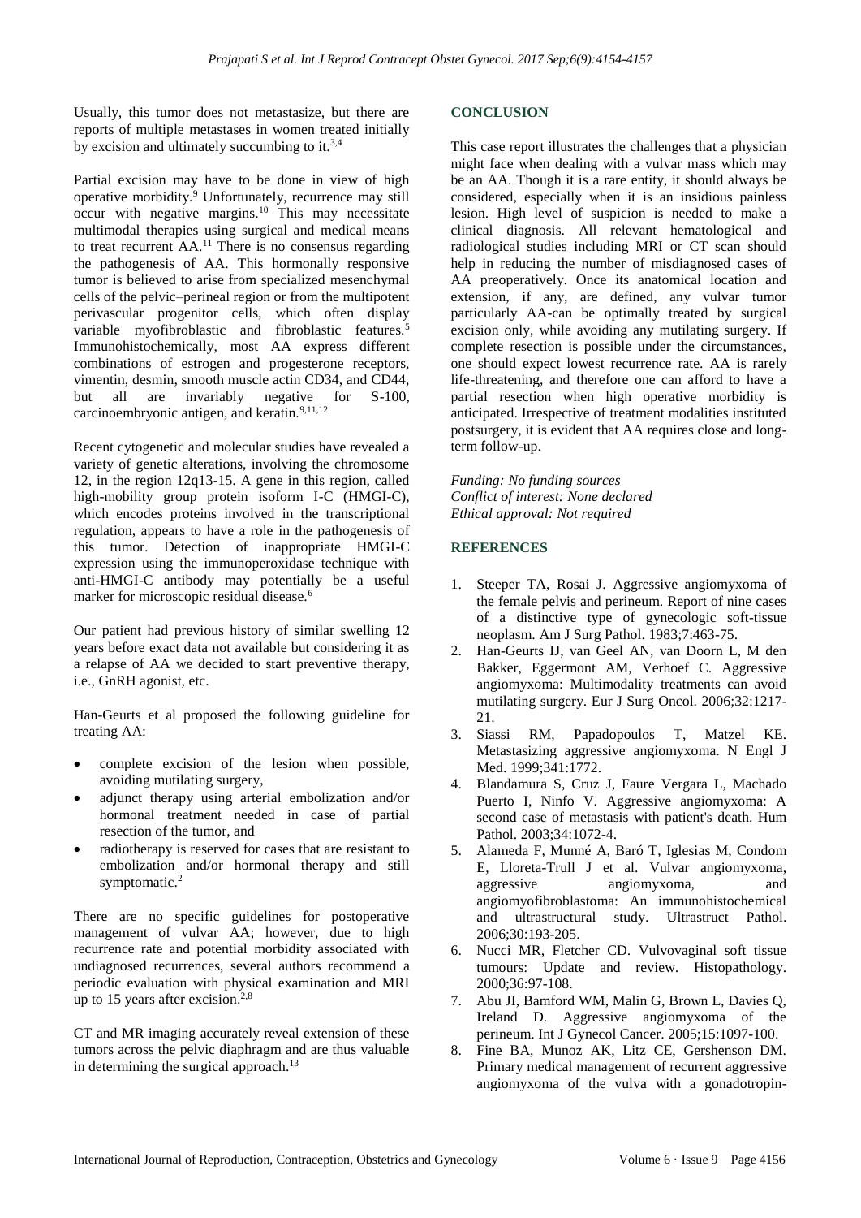Usually, this tumor does not metastasize, but there are reports of multiple metastases in women treated initially by excision and ultimately succumbing to it.[3,4]

Partial excision may have to be done in view of high operative morbidity.[9] Unfortunately, recurrence may still occur with negative margins.[10] This may necessitate multimodal therapies using surgical and medical means to treat recurrent AA.[11] There is no consensus regarding the pathogenesis of AA. This hormonally responsive tumor is believed to arise from specialized mesenchymal cells of the pelvic–perineal region or from the multipotent perivascular progenitor cells, which often display variable myofibroblastic and fibroblastic features.[5] Immunohistochemically, most AA express different combinations of estrogen and progesterone receptors, vimentin, desmin, smooth muscle actin CD34, and CD44, but all are invariably negative for S-100, carcinoembryonic antigen, and keratin.[9,11,12]

Recent cytogenetic and molecular studies have revealed a variety of genetic alterations, involving the chromosome 12, in the region 12q13-15. A gene in this region, called high-mobility group protein isoform I-C (HMGI-C), which encodes proteins involved in the transcriptional regulation, appears to have a role in the pathogenesis of this tumor. Detection of inappropriate HMGI-C expression using the immunoperoxidase technique with anti-HMGI-C antibody may potentially be a useful marker for microscopic residual disease.[6]

Our patient had previous history of similar swelling 12 years before exact data not available but considering it as a relapse of AA we decided to start preventive therapy, i.e., GnRH agonist, etc.

Han-Geurts et al proposed the following guideline for treating AA:

- complete excision of the lesion when possible, avoiding mutilating surgery,
- adjunct therapy using arterial embolization and/or hormonal treatment needed in case of partial resection of the tumor, and
- radiotherapy is reserved for cases that are resistant to embolization and/or hormonal therapy and still symptomatic.[2]

There are no specific guidelines for postoperative management of vulvar AA; however, due to high recurrence rate and potential morbidity associated with undiagnosed recurrences, several authors recommend a periodic evaluation with physical examination and MRI up to 15 years after excision.[2,8]

CT and MR imaging accurately reveal extension of these tumors across the pelvic diaphragm and are thus valuable in determining the surgical approach.[13]

## CONCLUSION

This case report illustrates the challenges that a physician might face when dealing with a vulvar mass which may be an AA. Though it is a rare entity, it should always be considered, especially when it is an insidious painless lesion. High level of suspicion is needed to make a clinical diagnosis. All relevant hematological and radiological studies including MRI or CT scan should help in reducing the number of misdiagnosed cases of AA preoperatively. Once its anatomical location and extension, if any, are defined, any vulvar tumor particularly AA-can be optimally treated by surgical excision only, while avoiding any mutilating surgery. If complete resection is possible under the circumstances, one should expect lowest recurrence rate. AA is rarely life-threatening, and therefore one can afford to have a partial resection when high operative morbidity is anticipated. Irrespective of treatment modalities instituted postsurgery, it is evident that AA requires close and long-term follow-up.

*Funding: No funding sources*
*Conflict of interest: None declared*
*Ethical approval: Not required*

## REFERENCES

1. Steeper TA, Rosai J. Aggressive angiomyxoma of the female pelvis and perineum. Report of nine cases of a distinctive type of gynecologic soft-tissue neoplasm. Am J Surg Pathol. 1983;7:463-75.
2. Han-Geurts IJ, van Geel AN, van Doorn L, M den Bakker, Eggermont AM, Verhoef C. Aggressive angiomyxoma: Multimodality treatments can avoid mutilating surgery. Eur J Surg Oncol. 2006;32:1217-21.
3. Siassi RM, Papadopoulos T, Matzel KE. Metastasizing aggressive angiomyxoma. N Engl J Med. 1999;341:1772.
4. Blandamura S, Cruz J, Faure Vergara L, Machado Puerto I, Ninfo V. Aggressive angiomyxoma: A second case of metastasis with patient's death. Hum Pathol. 2003;34:1072-4.
5. Alameda F, Munné A, Baró T, Iglesias M, Condom E, Lloreta-Trull J et al. Vulvar angiomyxoma, aggressive angiomyxoma, and angiomyofibroblastoma: An immunohistochemical and ultrastructural study. Ultrastruct Pathol. 2006;30:193-205.
6. Nucci MR, Fletcher CD. Vulvovaginal soft tissue tumours: Update and review. Histopathology. 2000;36:97-108.
7. Abu JI, Bamford WM, Malin G, Brown L, Davies Q, Ireland D. Aggressive angiomyxoma of the perineum. Int J Gynecol Cancer. 2005;15:1097-100.
8. Fine BA, Munoz AK, Litz CE, Gershenson DM. Primary medical management of recurrent aggressive angiomyxoma of the vulva with a gonadotropin-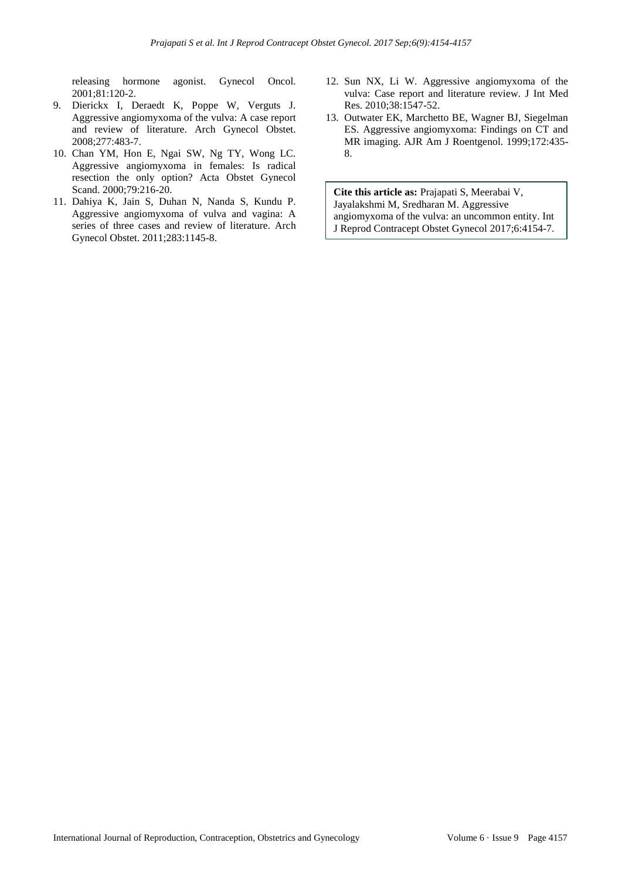releasing hormone agonist. Gynecol Oncol. 2001;81:120-2.

9. Dierickx I, Deraedt K, Poppe W, Verguts J. Aggressive angiomyxoma of the vulva: A case report and review of literature. Arch Gynecol Obstet. 2008;277:483-7.
10. Chan YM, Hon E, Ngai SW, Ng TY, Wong LC. Aggressive angiomyxoma in females: Is radical resection the only option? Acta Obstet Gynecol Scand. 2000;79:216-20.
11. Dahiya K, Jain S, Duhan N, Nanda S, Kundu P. Aggressive angiomyxoma of vulva and vagina: A series of three cases and review of literature. Arch Gynecol Obstet. 2011;283:1145-8.
12. Sun NX, Li W. Aggressive angiomyxoma of the vulva: Case report and literature review. J Int Med Res. 2010;38:1547-52.
13. Outwater EK, Marchetto BE, Wagner BJ, Siegelman ES. Aggressive angiomyxoma: Findings on CT and MR imaging. AJR Am J Roentgenol. 1999;172:435-8.

**Cite this article as:** Prajapati S, Meerabai V, Jayalakshmi M, Sredharan M. Aggressive angiomyxoma of the vulva: an uncommon entity. Int J Reprod Contracept Obstet Gynecol 2017;6:4154-7.